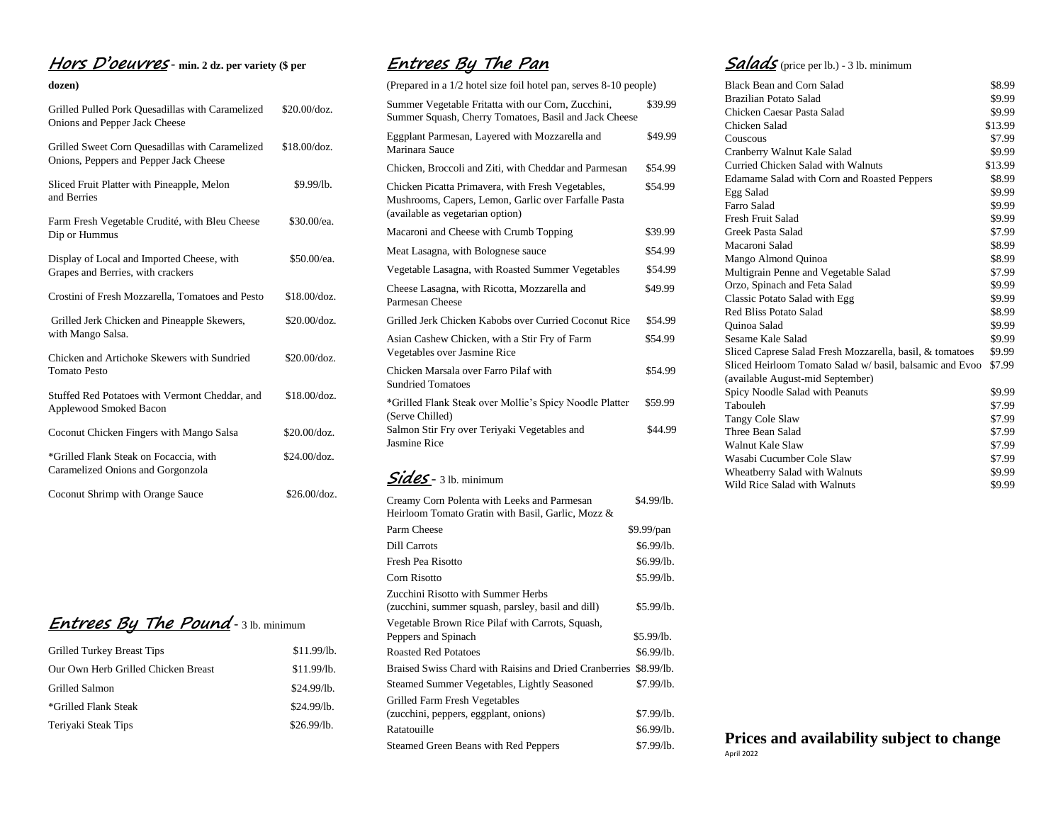## *Hors D'oeuvres* - min. 2 dz. per variety ($ per dozen)

| Item | Price |
|---|---|
| Grilled Pulled Pork Quesadillas with Caramelized Onions and Pepper Jack Cheese | $20.00/doz. |
| Grilled Sweet Corn Quesadillas with Caramelized Onions, Peppers and Pepper Jack Cheese | $18.00/doz. |
| Sliced Fruit Platter with Pineapple, Melon and Berries | $9.99/lb. |
| Farm Fresh Vegetable Crudité, with Bleu Cheese Dip or Hummus | $30.00/ea. |
| Display of Local and Imported Cheese, with Grapes and Berries, with crackers | $50.00/ea. |
| Crostini of Fresh Mozzarella, Tomatoes and Pesto | $18.00/doz. |
| Grilled Jerk Chicken and Pineapple Skewers, with Mango Salsa. | $20.00/doz. |
| Chicken and Artichoke Skewers with Sundried Tomato Pesto | $20.00/doz. |
| Stuffed Red Potatoes with Vermont Cheddar, and Applewood Smoked Bacon | $18.00/doz. |
| Coconut Chicken Fingers with Mango Salsa | $20.00/doz. |
| *Grilled Flank Steak on Focaccia, with Caramelized Onions and Gorgonzola | $24.00/doz. |
| Coconut Shrimp with Orange Sauce | $26.00/doz. |

## *Entrees By The Pound* - 3 lb. minimum

| Item | Price |
|---|---|
| Grilled Turkey Breast Tips | $11.99/lb. |
| Our Own Herb Grilled Chicken Breast | $11.99/lb. |
| Grilled Salmon | $24.99/lb. |
| *Grilled Flank Steak | $24.99/lb. |
| Teriyaki Steak Tips | $26.99/lb. |

## *Entrees By The Pan*

(Prepared in a 1/2 hotel size foil hotel pan, serves 8-10 people)

| Item | Price |
|---|---|
| Summer Vegetable Fritatta with our Corn, Zucchini, Summer Squash, Cherry Tomatoes, Basil and Jack Cheese | $39.99 |
| Eggplant Parmesan, Layered with Mozzarella and Marinara Sauce | $49.99 |
| Chicken, Broccoli and Ziti, with Cheddar and Parmesan | $54.99 |
| Chicken Picatta Primavera, with Fresh Vegetables, Mushrooms, Capers, Lemon, Garlic over Farfalle Pasta (available as vegetarian option) | $54.99 |
| Macaroni and Cheese with Crumb Topping | $39.99 |
| Meat Lasagna, with Bolognese sauce | $54.99 |
| Vegetable Lasagna, with Roasted Summer Vegetables | $54.99 |
| Cheese Lasagna, with Ricotta, Mozzarella and Parmesan Cheese | $49.99 |
| Grilled Jerk Chicken Kabobs over Curried Coconut Rice | $54.99 |
| Asian Cashew Chicken, with a Stir Fry of Farm Vegetables over Jasmine Rice | $54.99 |
| Chicken Marsala over Farro Pilaf with Sundried Tomatoes | $54.99 |
| *Grilled Flank Steak over Mollie's Spicy Noodle Platter (Serve Chilled) | $59.99 |
| Salmon Stir Fry over Teriyaki Vegetables and Jasmine Rice | $44.99 |

## *Sides* - 3 lb. minimum

| Item | Price |
|---|---|
| Creamy Corn Polenta with Leeks and Parmesan | $4.99/lb. |
| Heirloom Tomato Gratin with Basil, Garlic, Mozz & Parm Cheese | $9.99/pan |
| Dill Carrots | $6.99/lb. |
| Fresh Pea Risotto | $6.99/lb. |
| Corn Risotto | $5.99/lb. |
| Zucchini Risotto with Summer Herbs (zucchini, summer squash, parsley, basil and dill) | $5.99/lb. |
| Vegetable Brown Rice Pilaf with Carrots, Squash, Peppers and Spinach | $5.99/lb. |
| Roasted Red Potatoes | $6.99/lb. |
| Braised Swiss Chard with Raisins and Dried Cranberries | $8.99/lb. |
| Steamed Summer Vegetables, Lightly Seasoned | $7.99/lb. |
| Grilled Farm Fresh Vegetables (zucchini, peppers, eggplant, onions) | $7.99/lb. |
| Ratatouille | $6.99/lb. |
| Steamed Green Beans with Red Peppers | $7.99/lb. |

## *Salads* (price per lb.) - 3 lb. minimum

| Item | Price |
|---|---|
| Black Bean and Corn Salad | $8.99 |
| Brazilian Potato Salad | $9.99 |
| Chicken Caesar Pasta Salad | $9.99 |
| Chicken Salad | $13.99 |
| Couscous | $7.99 |
| Cranberry Walnut Kale Salad | $9.99 |
| Curried Chicken Salad with Walnuts | $13.99 |
| Edamame Salad with Corn and Roasted Peppers | $8.99 |
| Egg Salad | $9.99 |
| Farro Salad | $9.99 |
| Fresh Fruit Salad | $9.99 |
| Greek Pasta Salad | $7.99 |
| Macaroni Salad | $8.99 |
| Mango Almond Quinoa | $8.99 |
| Multigrain Penne and Vegetable Salad | $7.99 |
| Orzo, Spinach and Feta Salad | $9.99 |
| Classic Potato Salad with Egg | $9.99 |
| Red Bliss Potato Salad | $8.99 |
| Quinoa Salad | $9.99 |
| Sesame Kale Salad | $9.99 |
| Sliced Caprese Salad Fresh Mozzarella, basil, & tomatoes | $9.99 |
| Sliced Heirloom Tomato Salad w/ basil, balsamic and Evoo (available August-mid September) | $7.99 |
| Spicy Noodle Salad with Peanuts | $9.99 |
| Tabouleh | $7.99 |
| Tangy Cole Slaw | $7.99 |
| Three Bean Salad | $7.99 |
| Walnut Kale Slaw | $7.99 |
| Wasabi Cucumber Cole Slaw | $7.99 |
| Wheatberry Salad with Walnuts | $9.99 |
| Wild Rice Salad with Walnuts | $9.99 |

**Prices and availability subject to change**

April 2022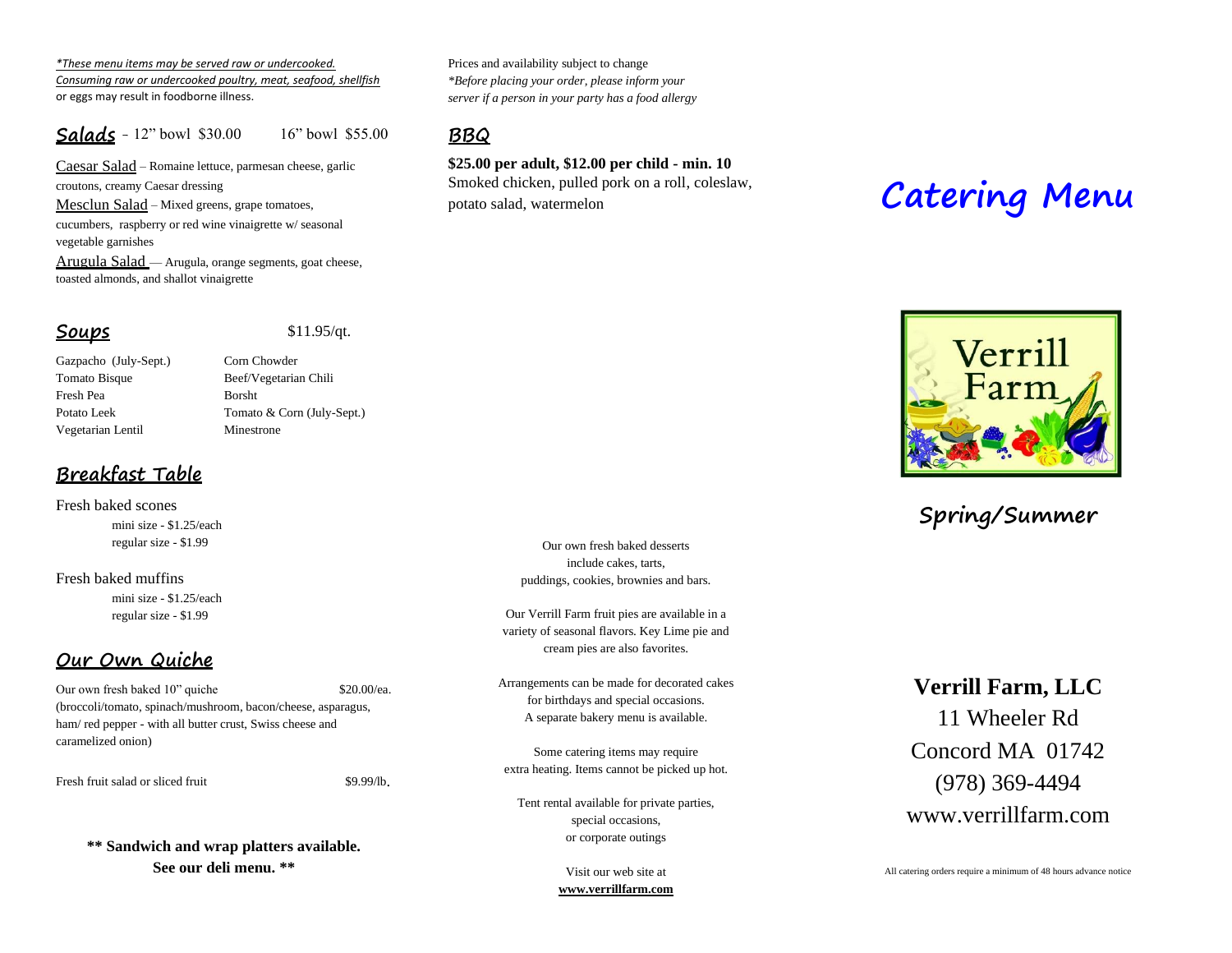*These menu items may be served raw or undercooked. Consuming raw or undercooked poultry, meat, seafood, shellfish or eggs may result in foodborne illness.

## Salads - 12" bowl $30.00 16" bowl $55.00

Caesar Salad – Romaine lettuce, parmesan cheese, garlic croutons, creamy Caesar dressing

Mesclun Salad – Mixed greens, grape tomatoes, cucumbers, raspberry or red wine vinaigrette w/ seasonal vegetable garnishes

Arugula Salad — Arugula, orange segments, goat cheese, toasted almonds, and shallot vinaigrette

## Soups $11.95/qt.

| | |
|---|---|
| Gazpacho (July-Sept.) | Corn Chowder |
| Tomato Bisque | Beef/Vegetarian Chili |
| Fresh Pea | Borsht |
| Potato Leek | Tomato & Corn (July-Sept.) |
| Vegetarian Lentil | Minestrone |

## Breakfast Table

Fresh baked scones
- mini size - $1.25/each
- regular size - $1.99

Fresh baked muffins
- mini size - $1.25/each
- regular size - $1.99

## Our Own Quiche

Our own fresh baked 10" quiche $20.00/ea.
(broccoli/tomato, spinach/mushroom, bacon/cheese, asparagus, ham/ red pepper - with all butter crust, Swiss cheese and caramelized onion)

Fresh fruit salad or sliced fruit $9.99/lb.

**** Sandwich and wrap platters available. See our deli menu. ****

Prices and availability subject to change

*\*Before placing your order, please inform your server if a person in your party has a food allergy*

## BBQ

**$25.00 per adult, $12.00 per child - min. 10**

Smoked chicken, pulled pork on a roll, coleslaw, potato salad, watermelon

Our own fresh baked desserts include cakes, tarts, puddings, cookies, brownies and bars.

Our Verrill Farm fruit pies are available in a variety of seasonal flavors. Key Lime pie and cream pies are also favorites.

Arrangements can be made for decorated cakes for birthdays and special occasions. A separate bakery menu is available.

Some catering items may require extra heating. Items cannot be picked up hot.

Tent rental available for private parties, special occasions, or corporate outings

Visit our web site at **www.verrillfarm.com**

# Catering Menu

Verrill Farm

## Spring/Summer

**Verrill Farm, LLC**
11 Wheeler Rd
Concord MA 01742
(978) 369-4494
www.verrillfarm.com

All catering orders require a minimum of 48 hours advance notice